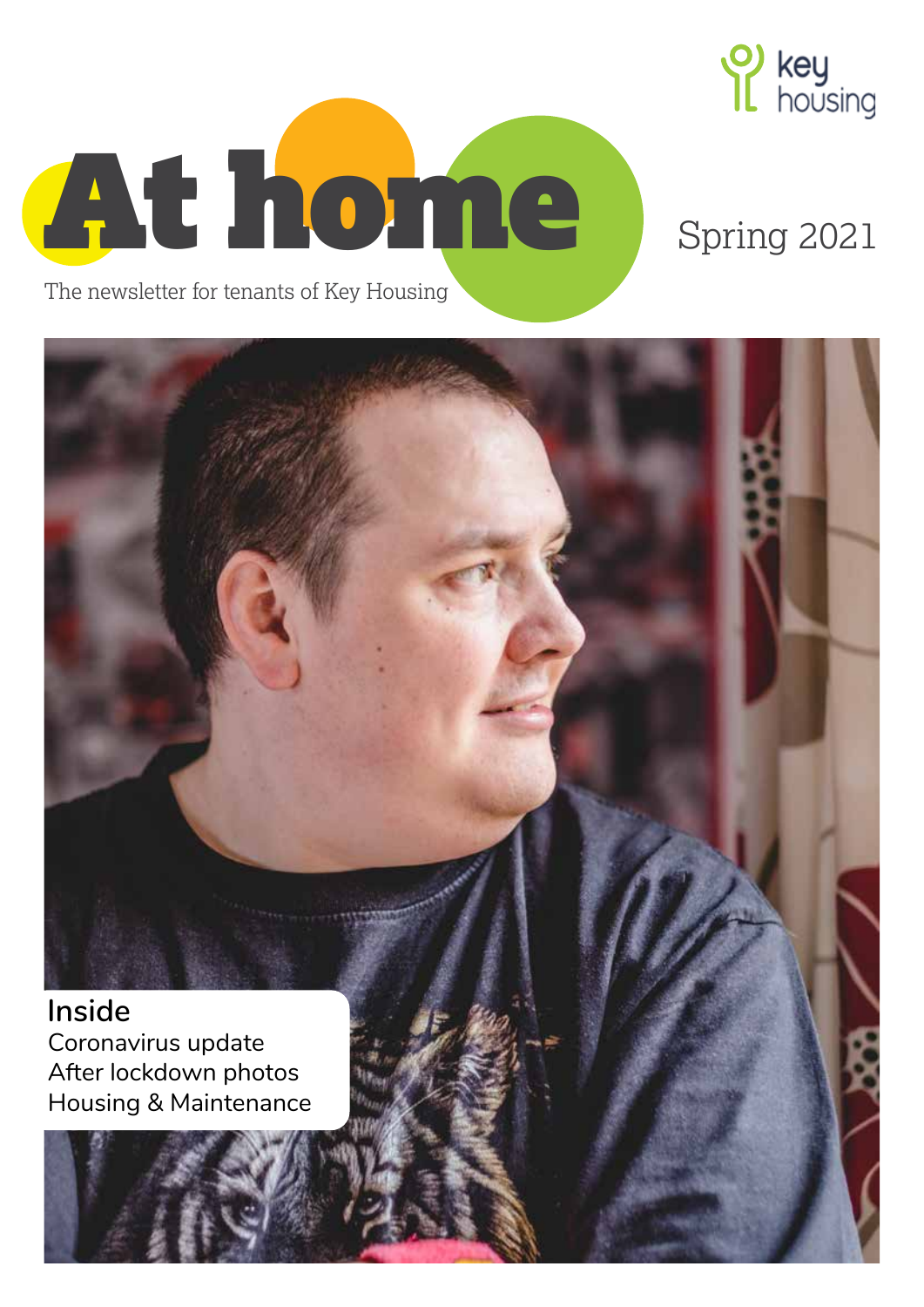key housing

# At home

The newsletter for tenants of Key Housing

Spring 2021

**Inside**

Coronavirus update
After lockdown photos
Housing & Maintenance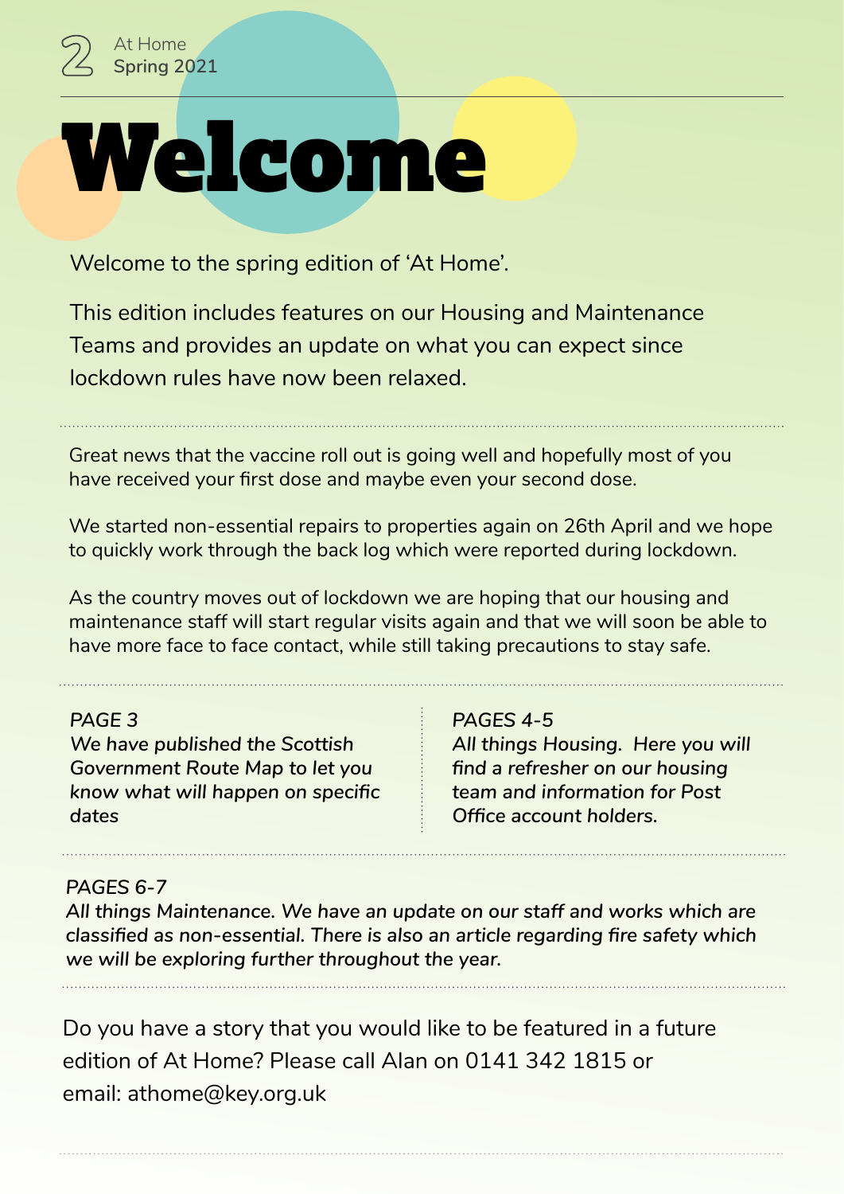# Welcome

Welcome to the spring edition of 'At Home'.

This edition includes features on our Housing and Maintenance Teams and provides an update on what you can expect since lockdown rules have now been relaxed.

Great news that the vaccine roll out is going well and hopefully most of you have received your first dose and maybe even your second dose.

We started non-essential repairs to properties again on 26th April and we hope to quickly work through the back log which were reported during lockdown.

As the country moves out of lockdown we are hoping that our housing and maintenance staff will start regular visits again and that we will soon be able to have more face to face contact, while still taking precautions to stay safe.

*PAGE 3*
*We have published the Scottish Government Route Map to let you know what will happen on specific dates*

*PAGES 4-5*
*All things Housing. Here you will find a refresher on our housing team and information for Post Office account holders.*

*PAGES 6-7*
*All things Maintenance. We have an update on our staff and works which are classified as non-essential. There is also an article regarding fire safety which we will be exploring further throughout the year.*

Do you have a story that you would like to be featured in a future edition of At Home? Please call Alan on 0141 342 1815 or email: athome@key.org.uk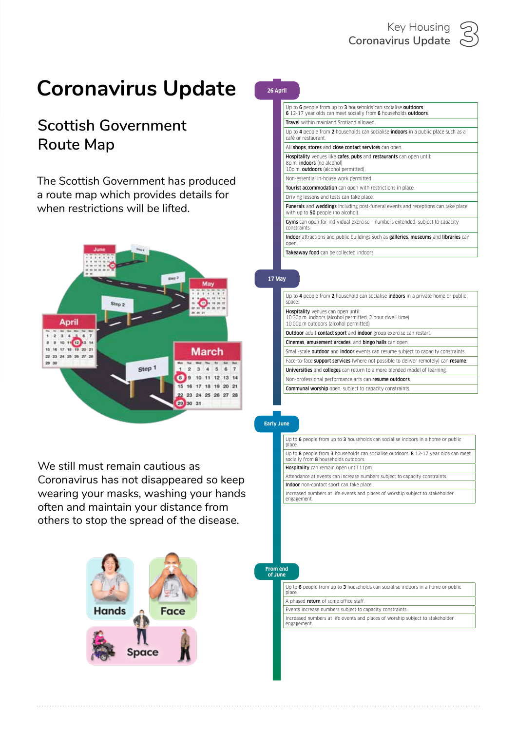# Coronavirus Update

## Scottish Government Route Map

The Scottish Government has produced a route map which provides details for when restrictions will be lifted.

We still must remain cautious as Coronavirus has not disappeared so keep wearing your masks, washing your hands often and maintain your distance from others to stop the spread of the disease.

### 26 April

- Up to **6** people from up to **3** households can socialise **outdoors**. **6** 12-17 year olds can meet socially from **6** households **outdoors**.
- **Travel** within mainland Scotland allowed.
- Up to **4** people from **2** households can socialise **indoors** in a public place such as a café or restaurant.
- All **shops**, **stores** and **close contact services** can open.
- **Hospitality** venues like **cafes**, **pubs** and **restaurants** can open until: 8p.m. **indoors** (no alcohol) 10p.m. **outdoors** (alcohol permitted).
- Non-essential in-house work permitted
- **Tourist accommodation** can open with restrictions in place.
- Driving lessons and tests can take place.
- **Funerals** and **weddings** including post-funeral events and receptions can take place with up to **50** people (no alcohol).
- **Gyms** can open for individual exercise – numbers extended, subject to capacity constraints.
- **Indoor** attractions and public buildings such as **galleries**, **museums** and **libraries** can open.
- **Takeaway food** can be collected indoors.

### 17 May

- Up to **4** people from **2** household can socialise **indoors** in a private home or public space.
- **Hospitality** venues can open until: 10:30p.m. indoors (alcohol permitted, 2 hour dwell time) 10:00p.m outdoors (alcohol permitted)
- **Outdoor** adult **contact sport** and **indoor** group exercise can restart.
- **Cinemas**, **amusement arcades**, and **bingo halls** can open.
- Small-scale **outdoor** and **indoor** events can resume subject to capacity constraints.
- Face-to-face **support services** (where not possible to deliver remotely) can **resume**.
- **Universities** and **colleges** can return to a more blended model of learning.
- Non-professional performance arts can **resume outdoors**.
- **Communal worship** open, subject to capacity constraints.

### Early June

- Up to **6** people from up to **3** households can socialise indoors in a home or public place.
- Up to **8** people from **3** households can socialise outdoors. **8** 12-17 year olds can meet socially from **8** households outdoors.
- **Hospitality** can remain open until 11pm.
- Attendance at events can increase numbers subject to capacity constraints.
- **Indoor** non-contact sport can take place.
- Increased numbers at life events and places of worship subject to stakeholder engagement.

### From end of June

- Up to **6** people from up to **3** households can socialise indoors in a home or public place.
- A phased **return** of some office staff.
- Events increase numbers subject to capacity constraints.
- Increased numbers at life events and places of worship subject to stakeholder engagement.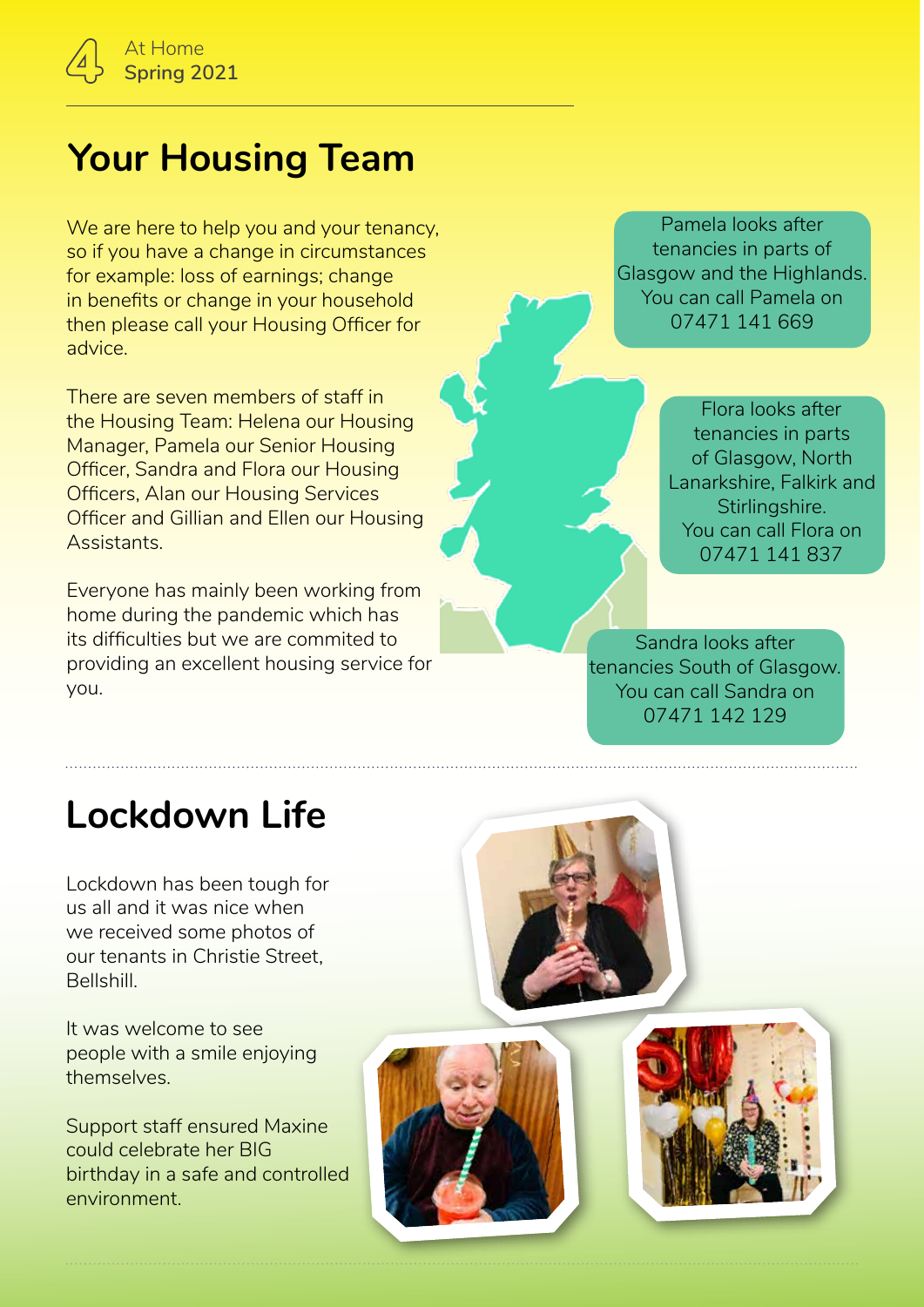## Your Housing Team

We are here to help you and your tenancy, so if you have a change in circumstances for example: loss of earnings; change in benefits or change in your household then please call your Housing Officer for advice.

There are seven members of staff in the Housing Team: Helena our Housing Manager, Pamela our Senior Housing Officer, Sandra and Flora our Housing Officers, Alan our Housing Services Officer and Gillian and Ellen our Housing Assistants.

Everyone has mainly been working from home during the pandemic which has its difficulties but we are commited to providing an excellent housing service for you.

Pamela looks after tenancies in parts of Glasgow and the Highlands. You can call Pamela on 07471 141 669

Flora looks after tenancies in parts of Glasgow, North Lanarkshire, Falkirk and Stirlingshire. You can call Flora on 07471 141 837

Sandra looks after tenancies South of Glasgow. You can call Sandra on 07471 142 129

## Lockdown Life

Lockdown has been tough for us all and it was nice when we received some photos of our tenants in Christie Street, Bellshill.

It was welcome to see people with a smile enjoying themselves.

Support staff ensured Maxine could celebrate her BIG birthday in a safe and controlled environment.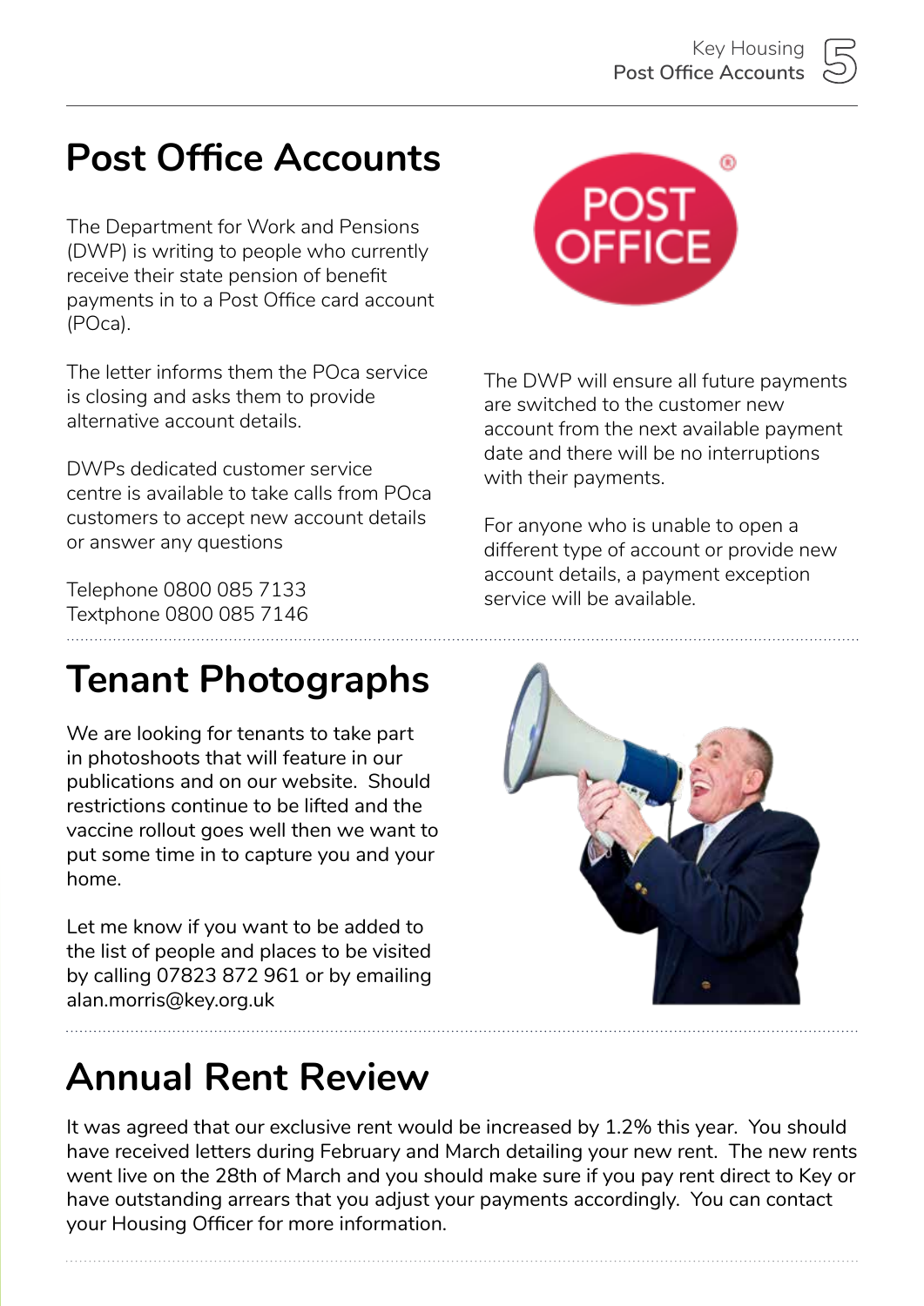# Post Office Accounts

The Department for Work and Pensions (DWP) is writing to people who currently receive their state pension of benefit payments in to a Post Office card account (POca).

The letter informs them the POca service is closing and asks them to provide alternative account details.

DWPs dedicated customer service centre is available to take calls from POca customers to accept new account details or answer any questions

Telephone 0800 085 7133
Textphone 0800 085 7146

The DWP will ensure all future payments are switched to the customer new account from the next available payment date and there will be no interruptions with their payments.

For anyone who is unable to open a different type of account or provide new account details, a payment exception service will be available.

# Tenant Photographs

We are looking for tenants to take part in photoshoots that will feature in our publications and on our website. Should restrictions continue to be lifted and the vaccine rollout goes well then we want to put some time in to capture you and your home.

Let me know if you want to be added to the list of people and places to be visited by calling 07823 872 961 or by emailing alan.morris@key.org.uk

# Annual Rent Review

It was agreed that our exclusive rent would be increased by 1.2% this year. You should have received letters during February and March detailing your new rent. The new rents went live on the 28th of March and you should make sure if you pay rent direct to Key or have outstanding arrears that you adjust your payments accordingly. You can contact your Housing Officer for more information.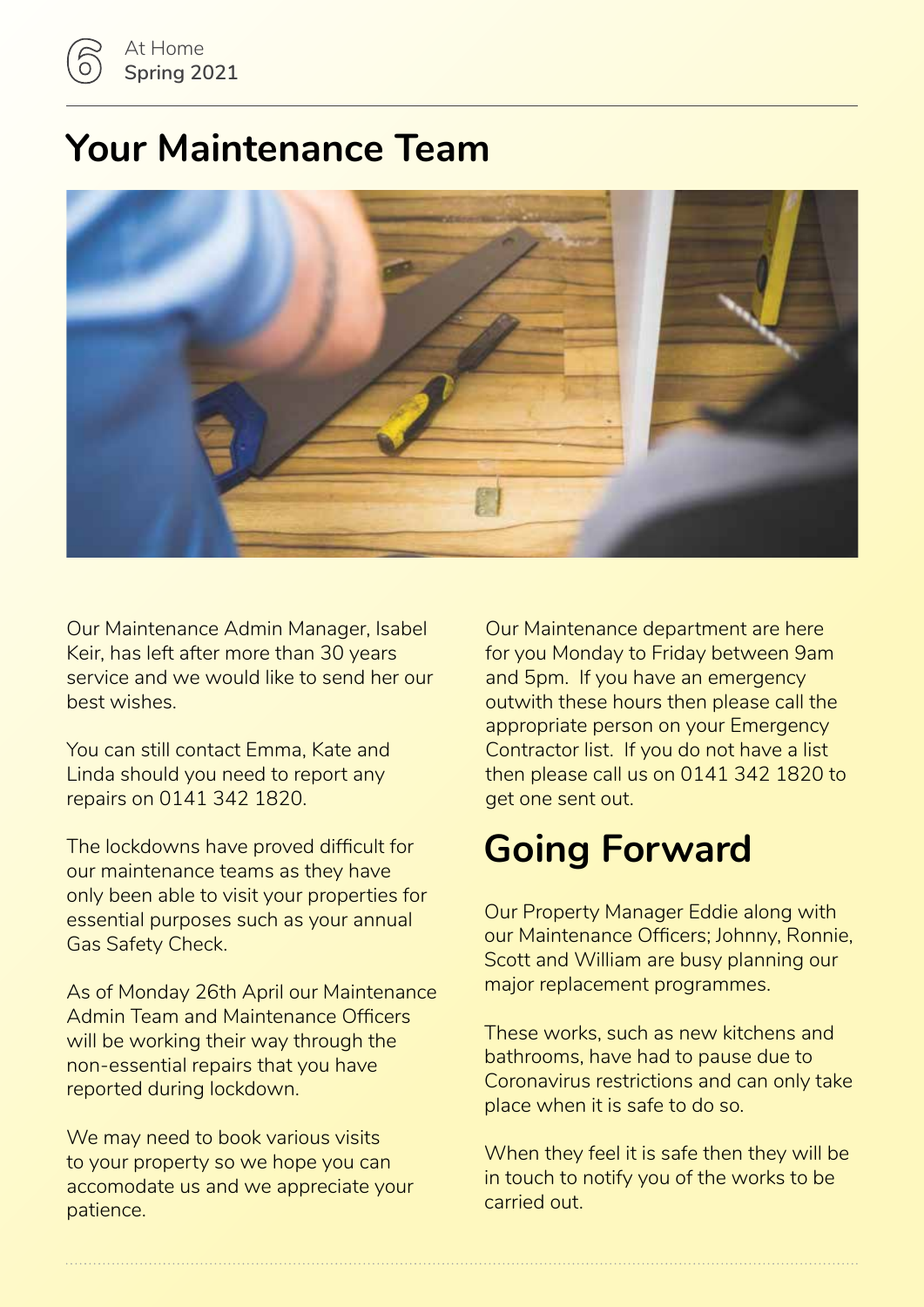# Your Maintenance Team

Our Maintenance Admin Manager, Isabel Keir, has left after more than 30 years service and we would like to send her our best wishes.

You can still contact Emma, Kate and Linda should you need to report any repairs on 0141 342 1820.

The lockdowns have proved difficult for our maintenance teams as they have only been able to visit your properties for essential purposes such as your annual Gas Safety Check.

As of Monday 26th April our Maintenance Admin Team and Maintenance Officers will be working their way through the non-essential repairs that you have reported during lockdown.

We may need to book various visits to your property so we hope you can accomodate us and we appreciate your patience.

Our Maintenance department are here for you Monday to Friday between 9am and 5pm. If you have an emergency outwith these hours then please call the appropriate person on your Emergency Contractor list. If you do not have a list then please call us on 0141 342 1820 to get one sent out.

## Going Forward

Our Property Manager Eddie along with our Maintenance Officers; Johnny, Ronnie, Scott and William are busy planning our major replacement programmes.

These works, such as new kitchens and bathrooms, have had to pause due to Coronavirus restrictions and can only take place when it is safe to do so.

When they feel it is safe then they will be in touch to notify you of the works to be carried out.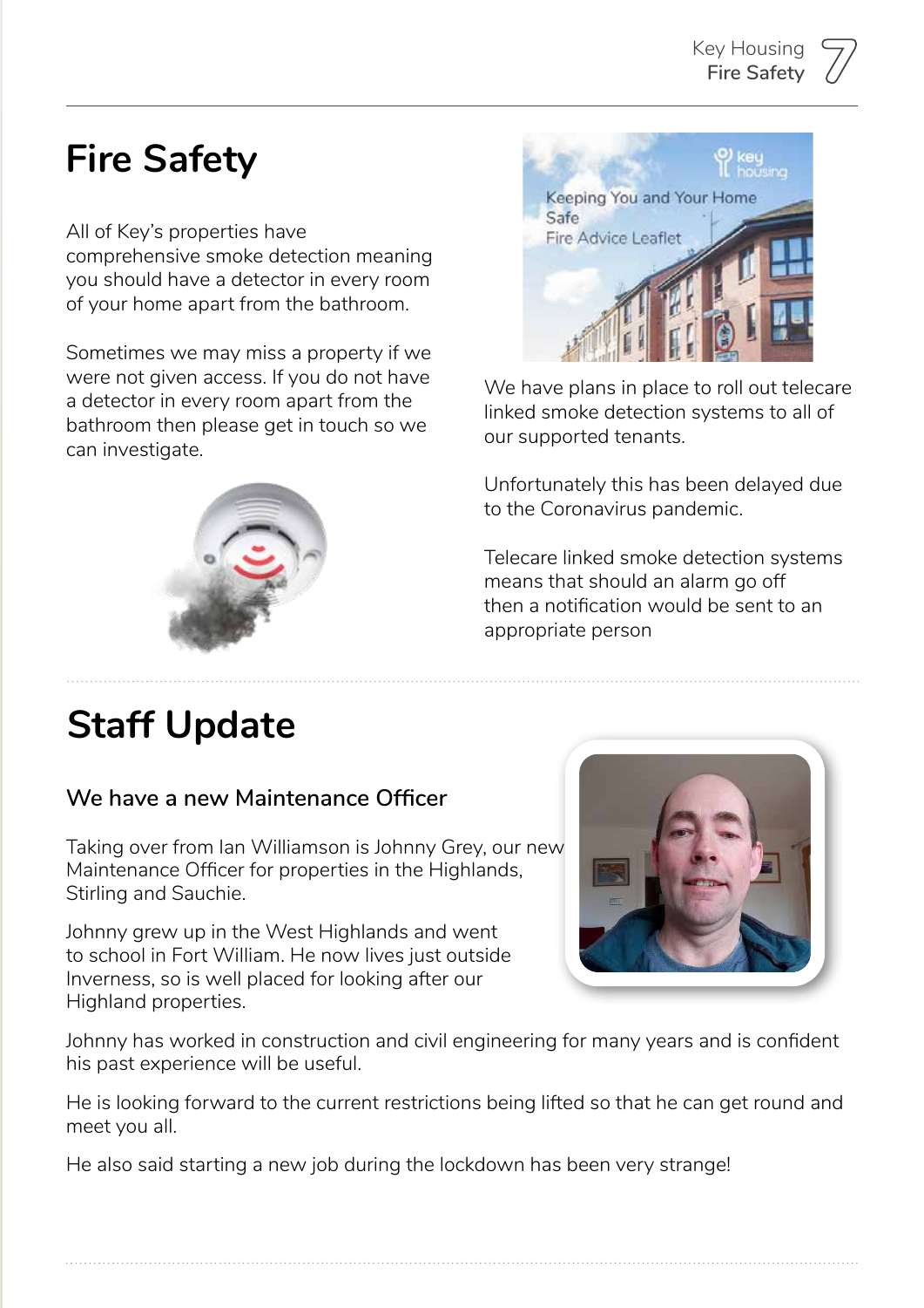# Fire Safety

All of Key's properties have comprehensive smoke detection meaning you should have a detector in every room of your home apart from the bathroom.

Sometimes we may miss a property if we were not given access. If you do not have a detector in every room apart from the bathroom then please get in touch so we can investigate.

We have plans in place to roll out telecare linked smoke detection systems to all of our supported tenants.

Unfortunately this has been delayed due to the Coronavirus pandemic.

Telecare linked smoke detection systems means that should an alarm go off then a notification would be sent to an appropriate person

# Staff Update

### We have a new Maintenance Officer

Taking over from Ian Williamson is Johnny Grey, our new Maintenance Officer for properties in the Highlands, Stirling and Sauchie.

Johnny grew up in the West Highlands and went to school in Fort William. He now lives just outside Inverness, so is well placed for looking after our Highland properties.

Johnny has worked in construction and civil engineering for many years and is confident his past experience will be useful.

He is looking forward to the current restrictions being lifted so that he can get round and meet you all.

He also said starting a new job during the lockdown has been very strange!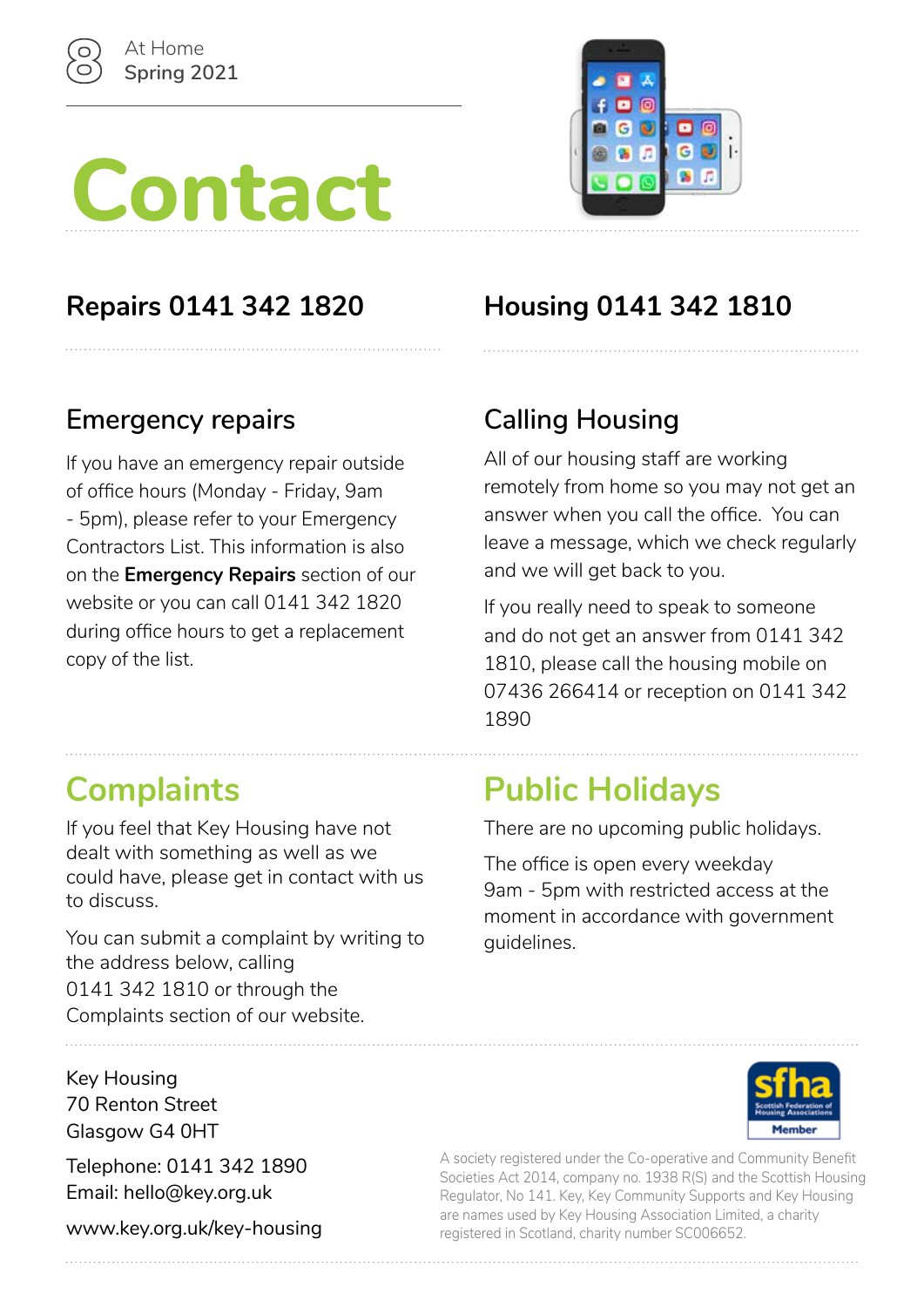# Contact

## Repairs 0141 342 1820

### Emergency repairs

If you have an emergency repair outside of office hours (Monday - Friday, 9am - 5pm), please refer to your Emergency Contractors List. This information is also on the **Emergency Repairs** section of our website or you can call 0141 342 1820 during office hours to get a replacement copy of the list.

## Housing 0141 342 1810

### Calling Housing

All of our housing staff are working remotely from home so you may not get an answer when you call the office. You can leave a message, which we check regularly and we will get back to you.

If you really need to speak to someone and do not get an answer from 0141 342 1810, please call the housing mobile on 07436 266414 or reception on 0141 342 1890

## Complaints

If you feel that Key Housing have not dealt with something as well as we could have, please get in contact with us to discuss.

You can submit a complaint by writing to the address below, calling 0141 342 1810 or through the Complaints section of our website.

## Public Holidays

There are no upcoming public holidays.

The office is open every weekday 9am - 5pm with restricted access at the moment in accordance with government guidelines.

Key Housing
70 Renton Street
Glasgow G4 0HT

Telephone: 0141 342 1890
Email: hello@key.org.uk

www.key.org.uk/key-housing

sfha Scottish Federation of Housing Associations Member

A society registered under the Co-operative and Community Benefit Societies Act 2014, company no. 1938 R(S) and the Scottish Housing Regulator, No 141. Key, Key Community Supports and Key Housing are names used by Key Housing Association Limited, a charity registered in Scotland, charity number SC006652.